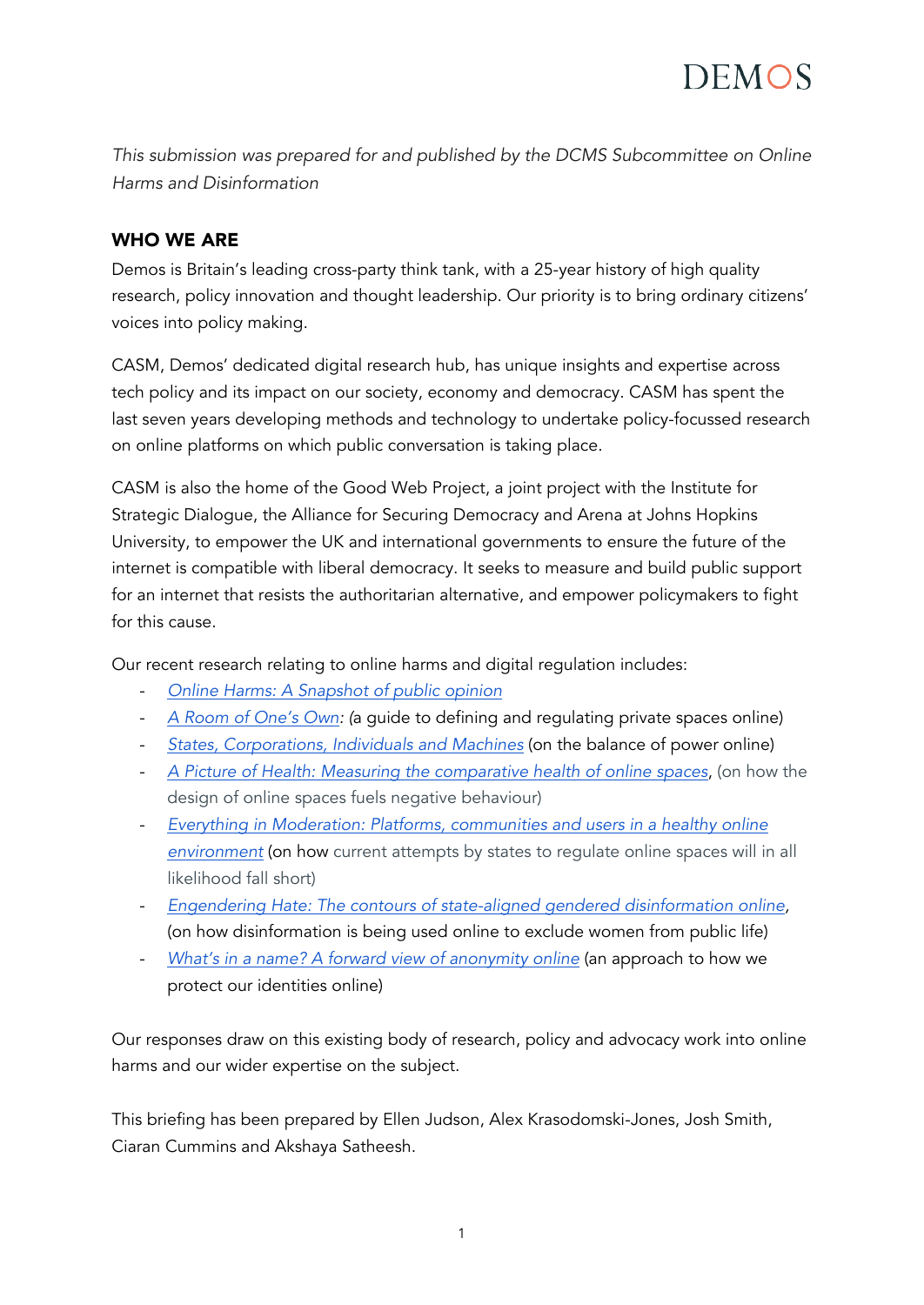DEMOS

*This submission was prepared for and published by the DCMS Subcommittee on Online Harms and Disinformation*

## WHO WE ARE

Demos is Britain's leading cross-party think tank, with a 25-year history of high quality research, policy innovation and thought leadership. Our priority is to bring ordinary citizens' voices into policy making.

CASM, Demos' dedicated digital research hub, has unique insights and expertise across tech policy and its impact on our society, economy and democracy. CASM has spent the last seven years developing methods and technology to undertake policy-focussed research on online platforms on which public conversation is taking place.

CASM is also the home of the Good Web Project, a joint project with the Institute for Strategic Dialogue, the Alliance for Securing Democracy and Arena at Johns Hopkins University, to empower the UK and international governments to ensure the future of the internet is compatible with liberal democracy. It seeks to measure and build public support for an internet that resists the authoritarian alternative, and empower policymakers to fight for this cause.

Our recent research relating to online harms and digital regulation includes:

- *Online Harms: A Snapshot of public opinion*
- *A Room of One's Own*: (a guide to defining and regulating private spaces online)
- *States, Corporations, Individuals and Machines* (on the balance of power online)
- *A Picture of Health: Measuring the comparative health of online spaces*, (on how the design of online spaces fuels negative behaviour)
- *Everything in Moderation: Platforms, communities and users in a healthy online environment* (on how current attempts by states to regulate online spaces will in all likelihood fall short)
- *Engendering Hate: The contours of state-aligned gendered disinformation online*, (on how disinformation is being used online to exclude women from public life)
- *What's in a name? A forward view of anonymity online* (an approach to how we protect our identities online)

Our responses draw on this existing body of research, policy and advocacy work into online harms and our wider expertise on the subject.

This briefing has been prepared by Ellen Judson, Alex Krasodomski-Jones, Josh Smith, Ciaran Cummins and Akshaya Satheesh.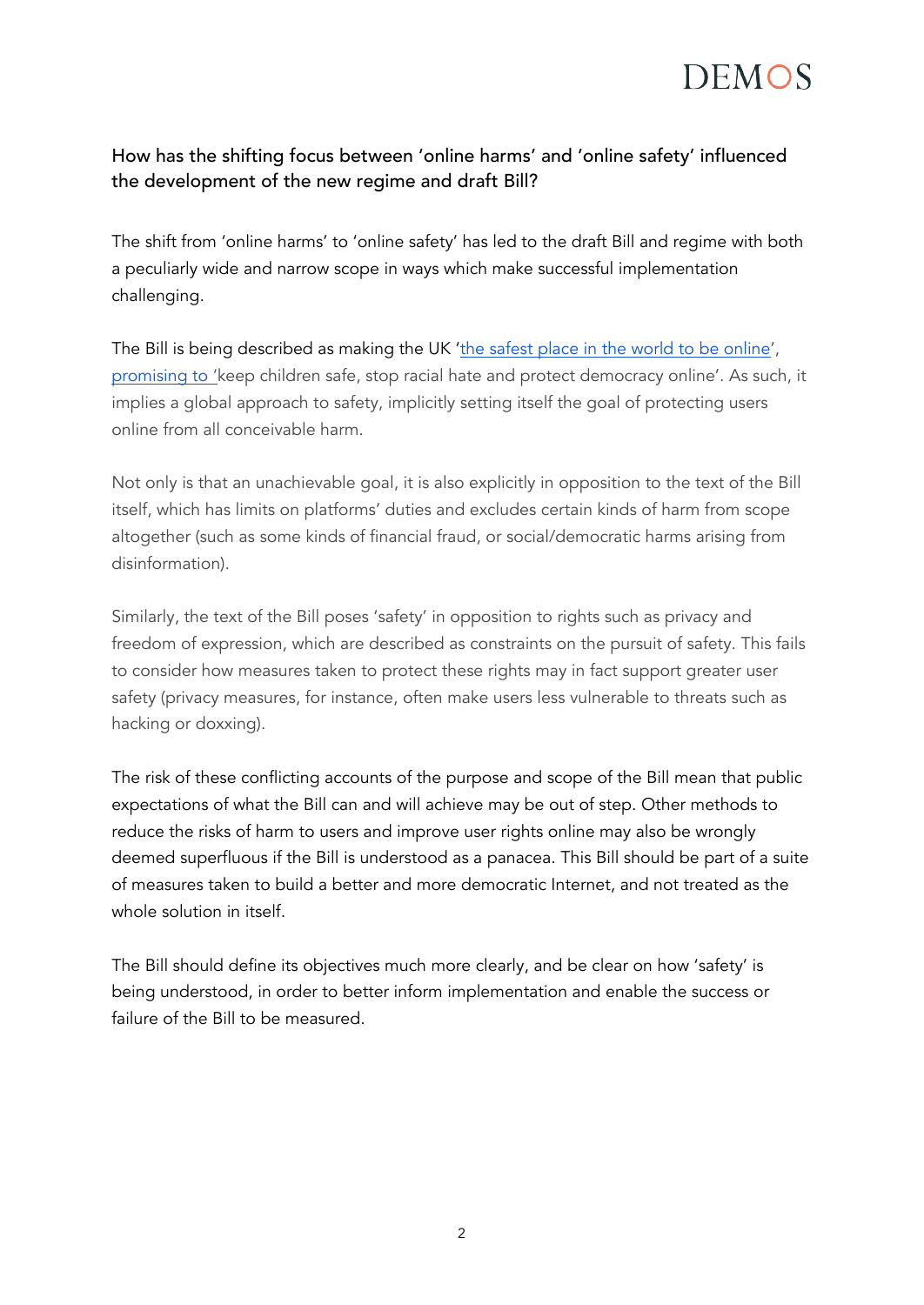### How has the shifting focus between 'online harms' and 'online safety' influenced the development of the new regime and draft Bill?

The shift from 'online harms' to 'online safety' has led to the draft Bill and regime with both a peculiarly wide and narrow scope in ways which make successful implementation challenging.

The Bill is being described as making the UK 'the safest place in the world to be online', promising to 'keep children safe, stop racial hate and protect democracy online'. As such, it implies a global approach to safety, implicitly setting itself the goal of protecting users online from all conceivable harm.

Not only is that an unachievable goal, it is also explicitly in opposition to the text of the Bill itself, which has limits on platforms' duties and excludes certain kinds of harm from scope altogether (such as some kinds of financial fraud, or social/democratic harms arising from disinformation).

Similarly, the text of the Bill poses 'safety' in opposition to rights such as privacy and freedom of expression, which are described as constraints on the pursuit of safety. This fails to consider how measures taken to protect these rights may in fact support greater user safety (privacy measures, for instance, often make users less vulnerable to threats such as hacking or doxxing).

The risk of these conflicting accounts of the purpose and scope of the Bill mean that public expectations of what the Bill can and will achieve may be out of step. Other methods to reduce the risks of harm to users and improve user rights online may also be wrongly deemed superfluous if the Bill is understood as a panacea. This Bill should be part of a suite of measures taken to build a better and more democratic Internet, and not treated as the whole solution in itself.

The Bill should define its objectives much more clearly, and be clear on how 'safety' is being understood, in order to better inform implementation and enable the success or failure of the Bill to be measured.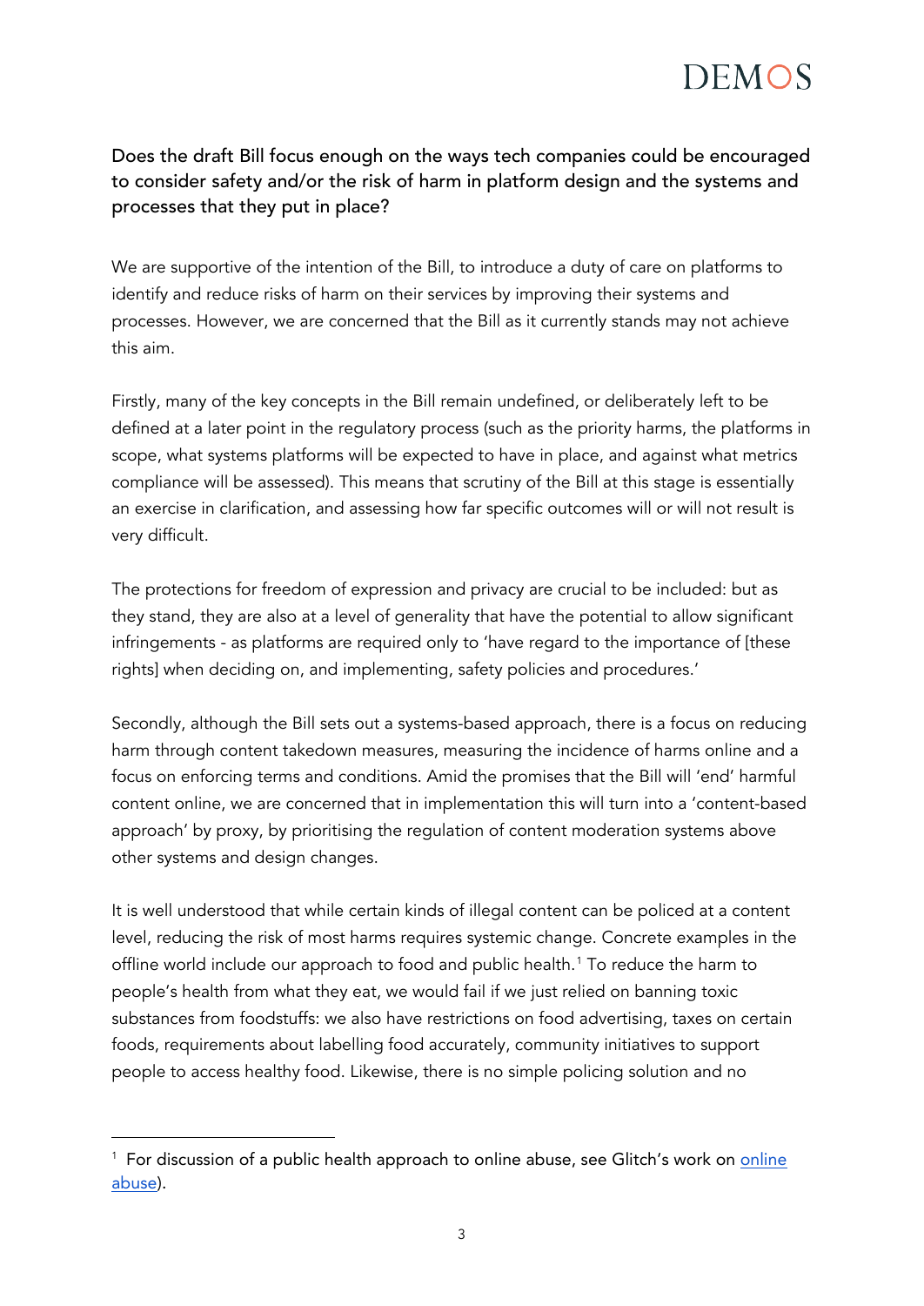## Does the draft Bill focus enough on the ways tech companies could be encouraged to consider safety and/or the risk of harm in platform design and the systems and processes that they put in place?

We are supportive of the intention of the Bill, to introduce a duty of care on platforms to identify and reduce risks of harm on their services by improving their systems and processes. However, we are concerned that the Bill as it currently stands may not achieve this aim.

Firstly, many of the key concepts in the Bill remain undefined, or deliberately left to be defined at a later point in the regulatory process (such as the priority harms, the platforms in scope, what systems platforms will be expected to have in place, and against what metrics compliance will be assessed). This means that scrutiny of the Bill at this stage is essentially an exercise in clarification, and assessing how far specific outcomes will or will not result is very difficult.

The protections for freedom of expression and privacy are crucial to be included: but as they stand, they are also at a level of generality that have the potential to allow significant infringements - as platforms are required only to 'have regard to the importance of [these rights] when deciding on, and implementing, safety policies and procedures.'

Secondly, although the Bill sets out a systems-based approach, there is a focus on reducing harm through content takedown measures, measuring the incidence of harms online and a focus on enforcing terms and conditions. Amid the promises that the Bill will 'end' harmful content online, we are concerned that in implementation this will turn into a 'content-based approach' by proxy, by prioritising the regulation of content moderation systems above other systems and design changes.

It is well understood that while certain kinds of illegal content can be policed at a content level, reducing the risk of most harms requires systemic change. Concrete examples in the offline world include our approach to food and public health.[1] To reduce the harm to people's health from what they eat, we would fail if we just relied on banning toxic substances from foodstuffs: we also have restrictions on food advertising, taxes on certain foods, requirements about labelling food accurately, community initiatives to support people to access healthy food. Likewise, there is no simple policing solution and no

---

[1] For discussion of a public health approach to online abuse, see Glitch's work on [online abuse](online abuse).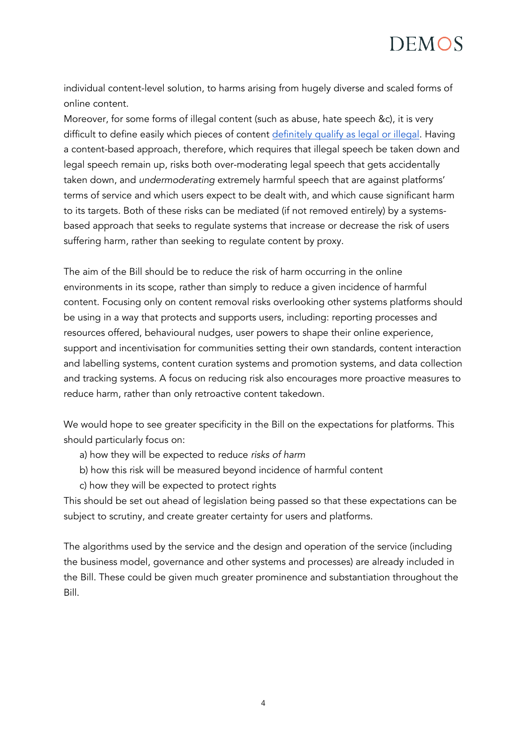individual content-level solution, to harms arising from hugely diverse and scaled forms of online content.

Moreover, for some forms of illegal content (such as abuse, hate speech &c), it is very difficult to define easily which pieces of content definitely qualify as legal or illegal. Having a content-based approach, therefore, which requires that illegal speech be taken down and legal speech remain up, risks both over-moderating legal speech that gets accidentally taken down, and *undermoderating* extremely harmful speech that are against platforms' terms of service and which users expect to be dealt with, and which cause significant harm to its targets. Both of these risks can be mediated (if not removed entirely) by a systems-based approach that seeks to regulate systems that increase or decrease the risk of users suffering harm, rather than seeking to regulate content by proxy.

The aim of the Bill should be to reduce the risk of harm occurring in the online environments in its scope, rather than simply to reduce a given incidence of harmful content. Focusing only on content removal risks overlooking other systems platforms should be using in a way that protects and supports users, including: reporting processes and resources offered, behavioural nudges, user powers to shape their online experience, support and incentivisation for communities setting their own standards, content interaction and labelling systems, content curation systems and promotion systems, and data collection and tracking systems. A focus on reducing risk also encourages more proactive measures to reduce harm, rather than only retroactive content takedown.

We would hope to see greater specificity in the Bill on the expectations for platforms. This should particularly focus on:

a) how they will be expected to reduce *risks of harm*
b) how this risk will be measured beyond incidence of harmful content
c) how they will be expected to protect rights

This should be set out ahead of legislation being passed so that these expectations can be subject to scrutiny, and create greater certainty for users and platforms.

The algorithms used by the service and the design and operation of the service (including the business model, governance and other systems and processes) are already included in the Bill. These could be given much greater prominence and substantiation throughout the Bill.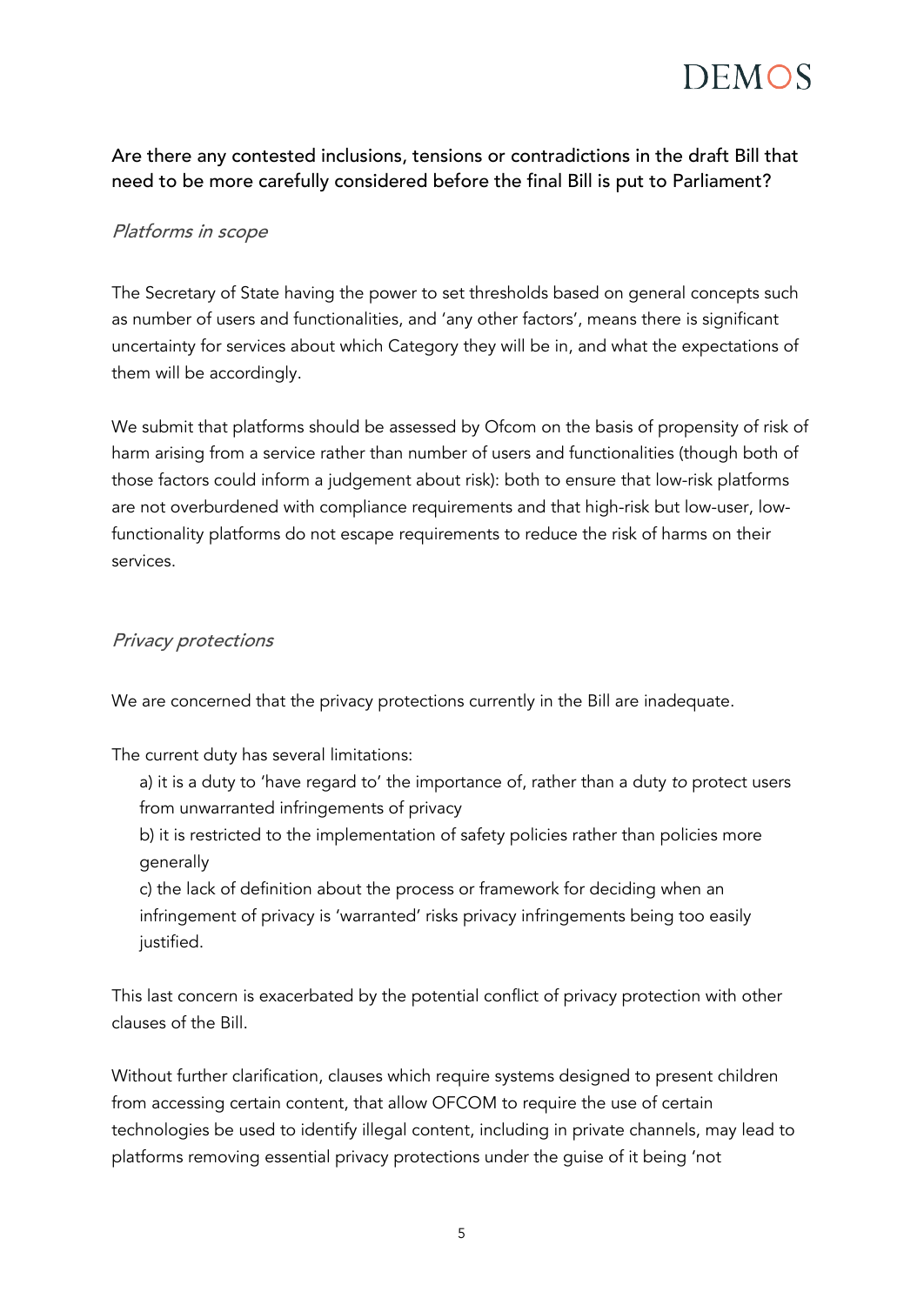## Are there any contested inclusions, tensions or contradictions in the draft Bill that need to be more carefully considered before the final Bill is put to Parliament?

### *Platforms in scope*

The Secretary of State having the power to set thresholds based on general concepts such as number of users and functionalities, and 'any other factors', means there is significant uncertainty for services about which Category they will be in, and what the expectations of them will be accordingly.

We submit that platforms should be assessed by Ofcom on the basis of propensity of risk of harm arising from a service rather than number of users and functionalities (though both of those factors could inform a judgement about risk): both to ensure that low-risk platforms are not overburdened with compliance requirements and that high-risk but low-user, low-functionality platforms do not escape requirements to reduce the risk of harms on their services.

### *Privacy protections*

We are concerned that the privacy protections currently in the Bill are inadequate.

The current duty has several limitations:

a) it is a duty to 'have regard to' the importance of, rather than a duty *to* protect users from unwarranted infringements of privacy

b) it is restricted to the implementation of safety policies rather than policies more generally

c) the lack of definition about the process or framework for deciding when an infringement of privacy is 'warranted' risks privacy infringements being too easily justified.

This last concern is exacerbated by the potential conflict of privacy protection with other clauses of the Bill.

Without further clarification, clauses which require systems designed to present children from accessing certain content, that allow OFCOM to require the use of certain technologies be used to identify illegal content, including in private channels, may lead to platforms removing essential privacy protections under the guise of it being 'not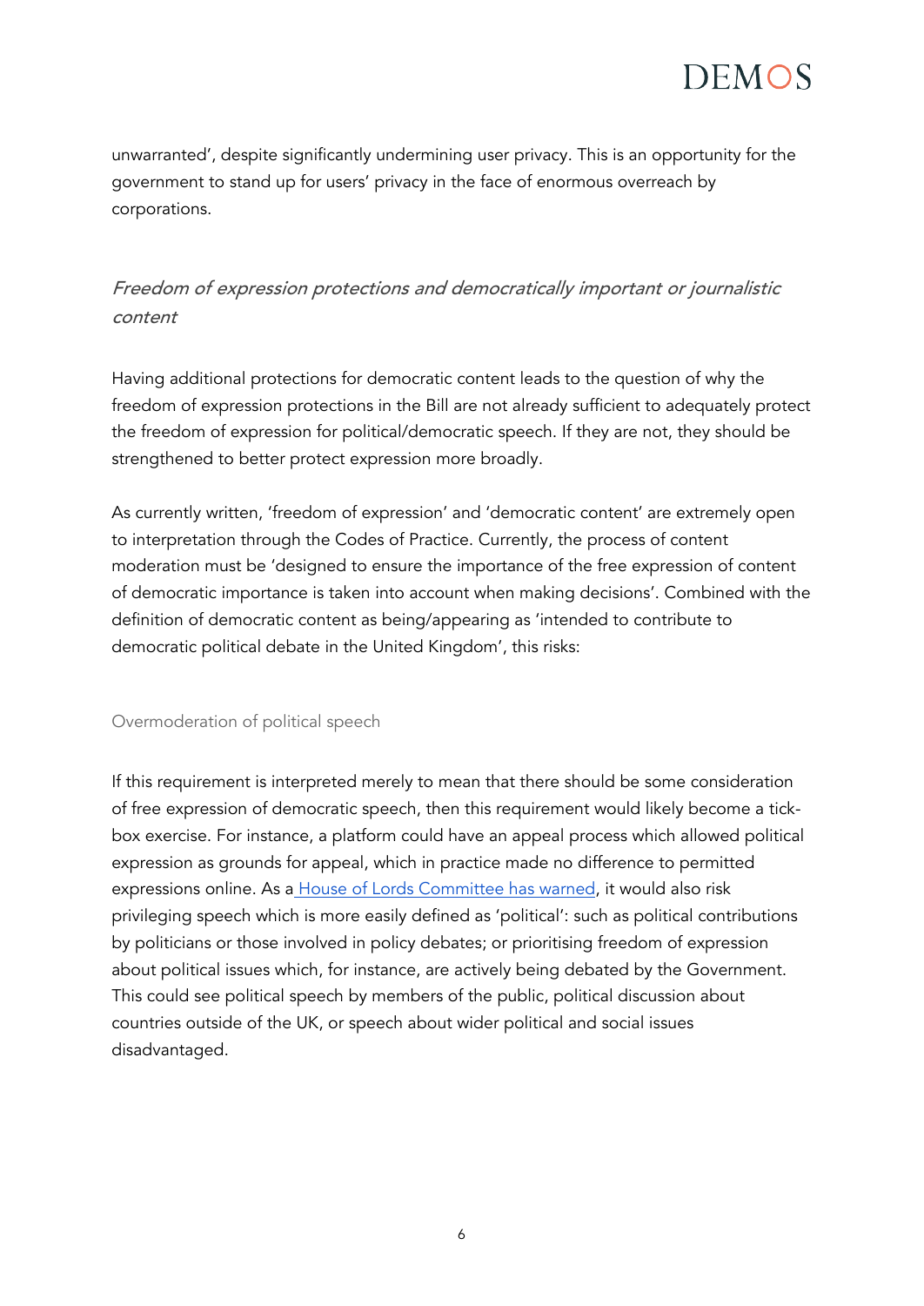unwarranted', despite significantly undermining user privacy. This is an opportunity for the government to stand up for users' privacy in the face of enormous overreach by corporations.

### *Freedom of expression protections and democratically important or journalistic content*

Having additional protections for democratic content leads to the question of why the freedom of expression protections in the Bill are not already sufficient to adequately protect the freedom of expression for political/democratic speech. If they are not, they should be strengthened to better protect expression more broadly.

As currently written, 'freedom of expression' and 'democratic content' are extremely open to interpretation through the Codes of Practice. Currently, the process of content moderation must be 'designed to ensure the importance of the free expression of content of democratic importance is taken into account when making decisions'. Combined with the definition of democratic content as being/appearing as 'intended to contribute to democratic political debate in the United Kingdom', this risks:

#### Overmoderation of political speech

If this requirement is interpreted merely to mean that there should be some consideration of free expression of democratic speech, then this requirement would likely become a tick-box exercise. For instance, a platform could have an appeal process which allowed political expression as grounds for appeal, which in practice made no difference to permitted expressions online. As a House of Lords Committee has warned, it would also risk privileging speech which is more easily defined as 'political': such as political contributions by politicians or those involved in policy debates; or prioritising freedom of expression about political issues which, for instance, are actively being debated by the Government. This could see political speech by members of the public, political discussion about countries outside of the UK, or speech about wider political and social issues disadvantaged.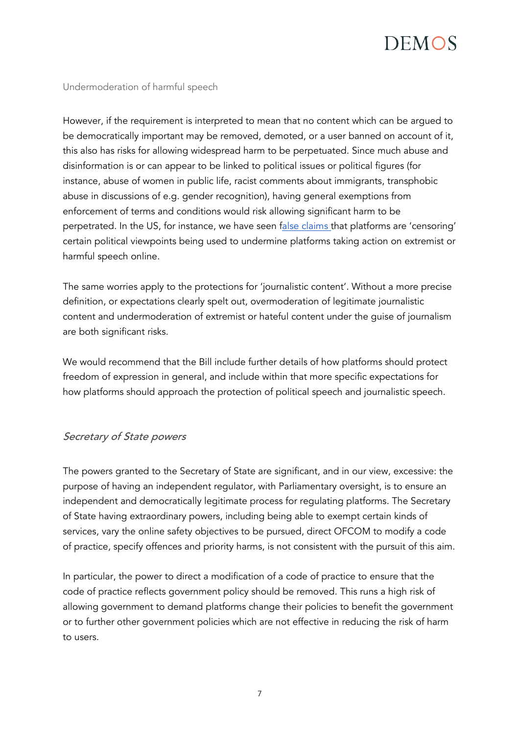### Undermoderation of harmful speech

However, if the requirement is interpreted to mean that no content which can be argued to be democratically important may be removed, demoted, or a user banned on account of it, this also has risks for allowing widespread harm to be perpetuated. Since much abuse and disinformation is or can appear to be linked to political issues or political figures (for instance, abuse of women in public life, racist comments about immigrants, transphobic abuse in discussions of e.g. gender recognition), having general exemptions from enforcement of terms and conditions would risk allowing significant harm to be perpetrated. In the US, for instance, we have seen false claims that platforms are 'censoring' certain political viewpoints being used to undermine platforms taking action on extremist or harmful speech online.

The same worries apply to the protections for 'journalistic content'. Without a more precise definition, or expectations clearly spelt out, overmoderation of legitimate journalistic content and undermoderation of extremist or hateful content under the guise of journalism are both significant risks.

We would recommend that the Bill include further details of how platforms should protect freedom of expression in general, and include within that more specific expectations for how platforms should approach the protection of political speech and journalistic speech.

## *Secretary of State powers*

The powers granted to the Secretary of State are significant, and in our view, excessive: the purpose of having an independent regulator, with Parliamentary oversight, is to ensure an independent and democratically legitimate process for regulating platforms. The Secretary of State having extraordinary powers, including being able to exempt certain kinds of services, vary the online safety objectives to be pursued, direct OFCOM to modify a code of practice, specify offences and priority harms, is not consistent with the pursuit of this aim.

In particular, the power to direct a modification of a code of practice to ensure that the code of practice reflects government policy should be removed. This runs a high risk of allowing government to demand platforms change their policies to benefit the government or to further other government policies which are not effective in reducing the risk of harm to users.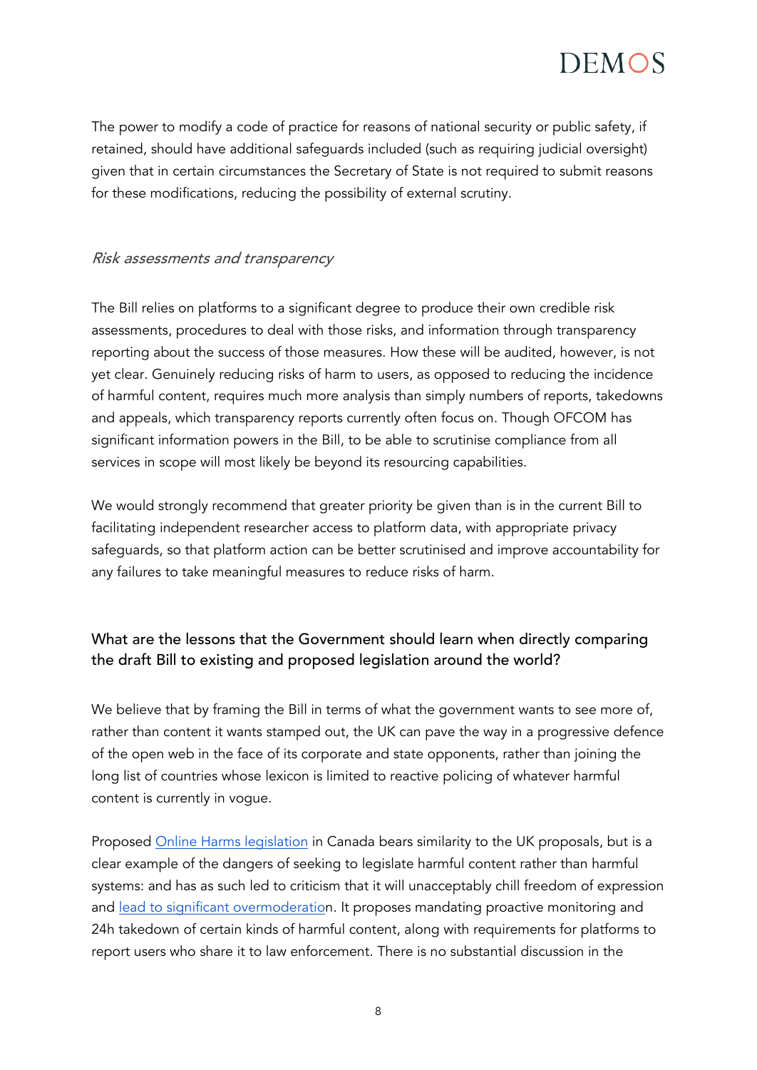The power to modify a code of practice for reasons of national security or public safety, if retained, should have additional safeguards included (such as requiring judicial oversight) given that in certain circumstances the Secretary of State is not required to submit reasons for these modifications, reducing the possibility of external scrutiny.

### *Risk assessments and transparency*

The Bill relies on platforms to a significant degree to produce their own credible risk assessments, procedures to deal with those risks, and information through transparency reporting about the success of those measures. How these will be audited, however, is not yet clear. Genuinely reducing risks of harm to users, as opposed to reducing the incidence of harmful content, requires much more analysis than simply numbers of reports, takedowns and appeals, which transparency reports currently often focus on. Though OFCOM has significant information powers in the Bill, to be able to scrutinise compliance from all services in scope will most likely be beyond its resourcing capabilities.

We would strongly recommend that greater priority be given than is in the current Bill to facilitating independent researcher access to platform data, with appropriate privacy safeguards, so that platform action can be better scrutinised and improve accountability for any failures to take meaningful measures to reduce risks of harm.

## What are the lessons that the Government should learn when directly comparing the draft Bill to existing and proposed legislation around the world?

We believe that by framing the Bill in terms of what the government wants to see more of, rather than content it wants stamped out, the UK can pave the way in a progressive defence of the open web in the face of its corporate and state opponents, rather than joining the long list of countries whose lexicon is limited to reactive policing of whatever harmful content is currently in vogue.

Proposed Online Harms legislation in Canada bears similarity to the UK proposals, but is a clear example of the dangers of seeking to legislate harmful content rather than harmful systems: and has as such led to criticism that it will unacceptably chill freedom of expression and lead to significant overmoderation. It proposes mandating proactive monitoring and 24h takedown of certain kinds of harmful content, along with requirements for platforms to report users who share it to law enforcement. There is no substantial discussion in the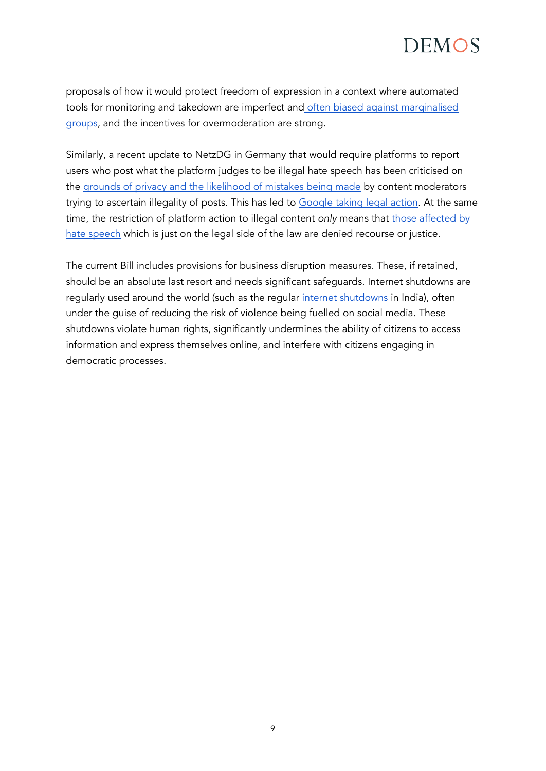proposals of how it would protect freedom of expression in a context where automated tools for monitoring and takedown are imperfect and often biased against marginalised groups, and the incentives for overmoderation are strong.

Similarly, a recent update to NetzDG in Germany that would require platforms to report users who post what the platform judges to be illegal hate speech has been criticised on the grounds of privacy and the likelihood of mistakes being made by content moderators trying to ascertain illegality of posts. This has led to Google taking legal action. At the same time, the restriction of platform action to illegal content *only* means that those affected by hate speech which is just on the legal side of the law are denied recourse or justice.

The current Bill includes provisions for business disruption measures. These, if retained, should be an absolute last resort and needs significant safeguards. Internet shutdowns are regularly used around the world (such as the regular internet shutdowns in India), often under the guise of reducing the risk of violence being fuelled on social media. These shutdowns violate human rights, significantly undermines the ability of citizens to access information and express themselves online, and interfere with citizens engaging in democratic processes.